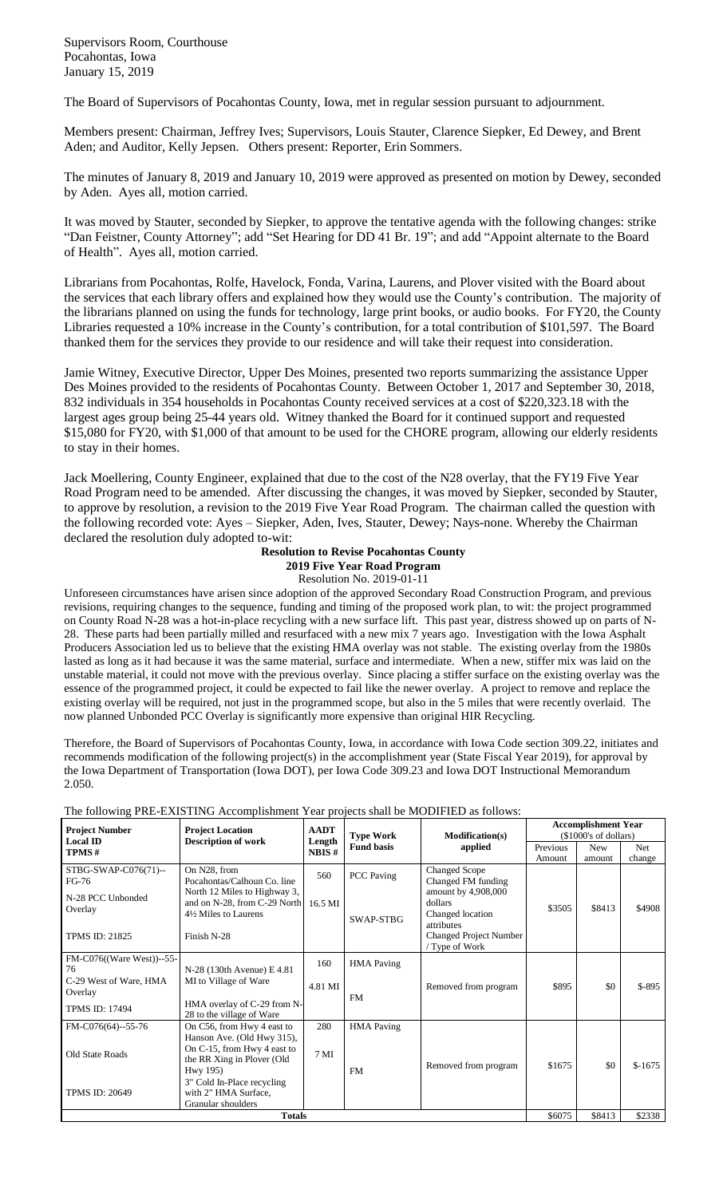Supervisors Room, Courthouse
Pocahontas, Iowa
January 15, 2019

The Board of Supervisors of Pocahontas County, Iowa, met in regular session pursuant to adjournment.

Members present: Chairman, Jeffrey Ives; Supervisors, Louis Stauter, Clarence Siepker, Ed Dewey, and Brent Aden; and Auditor, Kelly Jepsen. Others present: Reporter, Erin Sommers.

The minutes of January 8, 2019 and January 10, 2019 were approved as presented on motion by Dewey, seconded by Aden. Ayes all, motion carried.

It was moved by Stauter, seconded by Siepker, to approve the tentative agenda with the following changes: strike "Dan Feistner, County Attorney"; add "Set Hearing for DD 41 Br. 19"; and add "Appoint alternate to the Board of Health". Ayes all, motion carried.

Librarians from Pocahontas, Rolfe, Havelock, Fonda, Varina, Laurens, and Plover visited with the Board about the services that each library offers and explained how they would use the County's contribution. The majority of the librarians planned on using the funds for technology, large print books, or audio books. For FY20, the County Libraries requested a 10% increase in the County's contribution, for a total contribution of $101,597. The Board thanked them for the services they provide to our residence and will take their request into consideration.

Jamie Witney, Executive Director, Upper Des Moines, presented two reports summarizing the assistance Upper Des Moines provided to the residents of Pocahontas County. Between October 1, 2017 and September 30, 2018, 832 individuals in 354 households in Pocahontas County received services at a cost of $220,323.18 with the largest ages group being 25-44 years old. Witney thanked the Board for it continued support and requested $15,080 for FY20, with $1,000 of that amount to be used for the CHORE program, allowing our elderly residents to stay in their homes.

Jack Moellering, County Engineer, explained that due to the cost of the N28 overlay, that the FY19 Five Year Road Program need to be amended. After discussing the changes, it was moved by Siepker, seconded by Stauter, to approve by resolution, a revision to the 2019 Five Year Road Program. The chairman called the question with the following recorded vote: Ayes – Siepker, Aden, Ives, Stauter, Dewey; Nays-none. Whereby the Chairman declared the resolution duly adopted to-wit:

**Resolution to Revise Pocahontas County**
**2019 Five Year Road Program**
Resolution No. 2019-01-11

Unforeseen circumstances have arisen since adoption of the approved Secondary Road Construction Program, and previous revisions, requiring changes to the sequence, funding and timing of the proposed work plan, to wit: the project programmed on County Road N-28 was a hot-in-place recycling with a new surface lift. This past year, distress showed up on parts of N-28. These parts had been partially milled and resurfaced with a new mix 7 years ago. Investigation with the Iowa Asphalt Producers Association led us to believe that the existing HMA overlay was not stable. The existing overlay from the 1980s lasted as long as it had because it was the same material, surface and intermediate. When a new, stiffer mix was laid on the unstable material, it could not move with the previous overlay. Since placing a stiffer surface on the existing overlay was the essence of the programmed project, it could be expected to fail like the newer overlay. A project to remove and replace the existing overlay will be required, not just in the programmed scope, but also in the 5 miles that were recently overlaid. The now planned Unbonded PCC Overlay is significantly more expensive than original HIR Recycling.

Therefore, the Board of Supervisors of Pocahontas County, Iowa, in accordance with Iowa Code section 309.22, initiates and recommends modification of the following project(s) in the accomplishment year (State Fiscal Year 2019), for approval by the Iowa Department of Transportation (Iowa DOT), per Iowa Code 309.23 and Iowa DOT Instructional Memorandum 2.050.

The following PRE-EXISTING Accomplishment Year projects shall be MODIFIED as follows:

| Project Number Local ID TPMS # | Project Location Description of work | AADT Length NBIS # | Type Work Fund basis | Modification(s) applied | Accomplishment Year ($1000's of dollars) | | |
|---|---|---|---|---|---|---|---|
| | | | | | Previous Amount | New amount | Net change |
| STBG-SWAP-C076(71)--FG-76<br>N-28 PCC Unbonded Overlay<br>TPMS ID: 21825 | On N28, from Pocahontas/Calhoun Co. line North 12 Miles to Highway 3, and on N-28, from C-29 North 4½ Miles to Laurens<br>Finish N-28 | 560<br>16.5 MI | PCC Paving<br>SWAP-STBG | Changed Scope<br>Changed FM funding amount by 4,908,000 dollars<br>Changed location attributes<br>Changed Project Number / Type of Work | $3505 | $8413 | $4908 |
| FM-C076((Ware West))--55-76<br>C-29 West of Ware, HMA Overlay<br>TPMS ID: 17494 | N-28 (130th Avenue) E 4.81 MI to Village of Ware<br>HMA overlay of C-29 from N-28 to the village of Ware | 160<br>4.81 MI | HMA Paving<br>FM | Removed from program | $895 | $0 | $-895 |
| FM-C076(64)--55-76<br>Old State Roads<br>TPMS ID: 20649 | On C56, from Hwy 4 east to Hanson Ave. (Old Hwy 315), On C-15, from Hwy 4 east to the RR Xing in Plover (Old Hwy 195)<br>3" Cold In-Place recycling with 2" HMA Surface, Granular shoulders | 280<br>7 MI | HMA Paving<br>FM | Removed from program | $1675 | $0 | $-1675 |
| **Totals** | | | | | $6075 | $8413 | $2338 |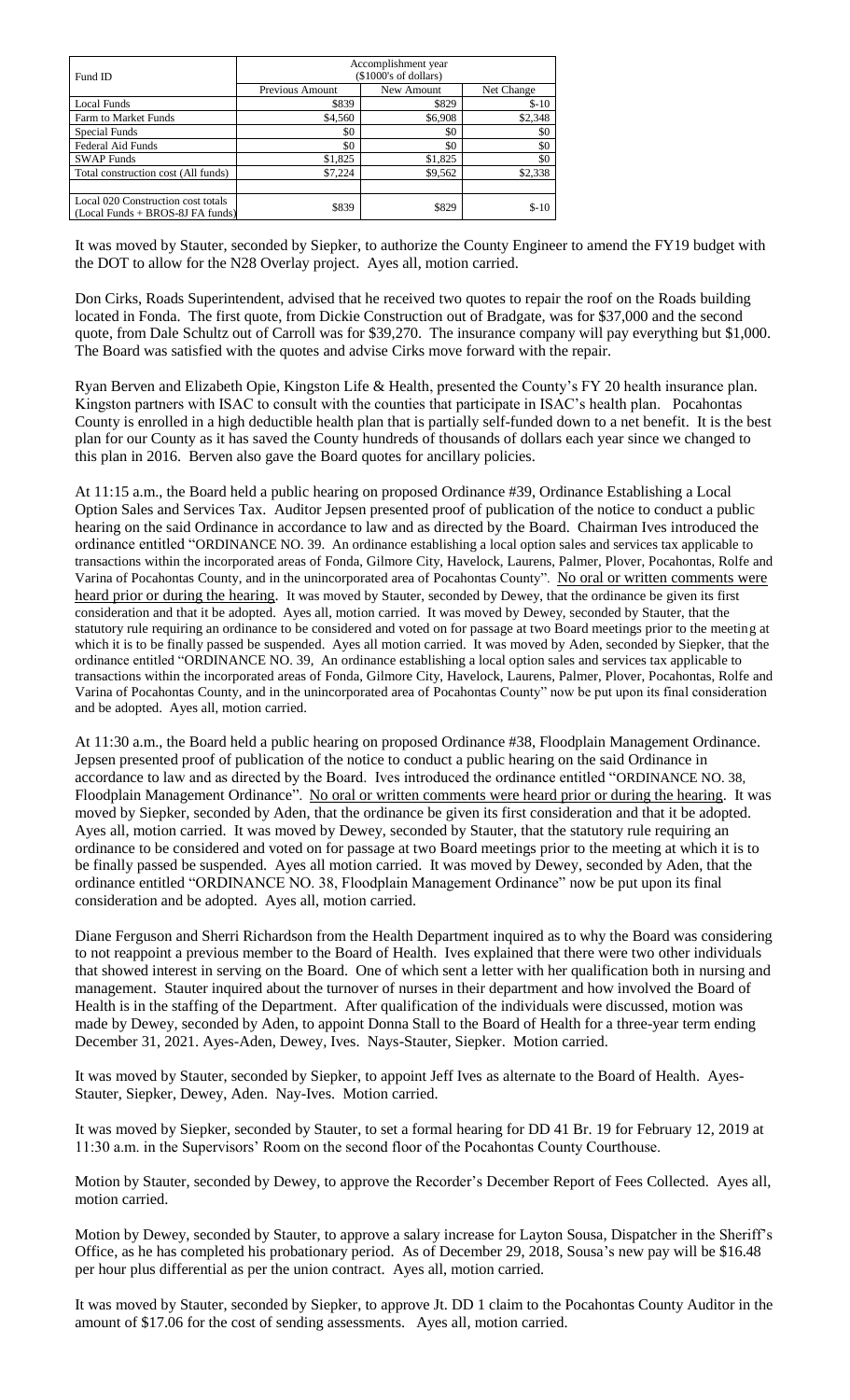| Fund ID | Accomplishment year ($1000's of dollars) | | |
|---|---|---|---|
| | Previous Amount | New Amount | Net Change |
| Local Funds | $839 | $829 | $-10 |
| Farm to Market Funds | $4,560 | $6,908 | $2,348 |
| Special Funds | $0 | $0 | $0 |
| Federal Aid Funds | $0 | $0 | $0 |
| SWAP Funds | $1,825 | $1,825 | $0 |
| Total construction cost (All funds) | $7,224 | $9,562 | $2,338 |
| | | | |
| Local 020 Construction cost totals (Local Funds + BROS-8J FA funds) | $839 | $829 | $-10 |

It was moved by Stauter, seconded by Siepker, to authorize the County Engineer to amend the FY19 budget with the DOT to allow for the N28 Overlay project. Ayes all, motion carried.

Don Cirks, Roads Superintendent, advised that he received two quotes to repair the roof on the Roads building located in Fonda. The first quote, from Dickie Construction out of Bradgate, was for $37,000 and the second quote, from Dale Schultz out of Carroll was for $39,270. The insurance company will pay everything but $1,000. The Board was satisfied with the quotes and advise Cirks move forward with the repair.

Ryan Berven and Elizabeth Opie, Kingston Life & Health, presented the County's FY 20 health insurance plan. Kingston partners with ISAC to consult with the counties that participate in ISAC's health plan. Pocahontas County is enrolled in a high deductible health plan that is partially self-funded down to a net benefit. It is the best plan for our County as it has saved the County hundreds of thousands of dollars each year since we changed to this plan in 2016. Berven also gave the Board quotes for ancillary policies.

At 11:15 a.m., the Board held a public hearing on proposed Ordinance #39, Ordinance Establishing a Local Option Sales and Services Tax. Auditor Jepsen presented proof of publication of the notice to conduct a public hearing on the said Ordinance in accordance to law and as directed by the Board. Chairman Ives introduced the ordinance entitled "ORDINANCE NO. 39. An ordinance establishing a local option sales and services tax applicable to transactions within the incorporated areas of Fonda, Gilmore City, Havelock, Laurens, Palmer, Plover, Pocahontas, Rolfe and Varina of Pocahontas County, and in the unincorporated area of Pocahontas County". No oral or written comments were heard prior or during the hearing. It was moved by Stauter, seconded by Dewey, that the ordinance be given its first consideration and that it be adopted. Ayes all, motion carried. It was moved by Dewey, seconded by Stauter, that the statutory rule requiring an ordinance to be considered and voted on for passage at two Board meetings prior to the meeting at which it is to be finally passed be suspended. Ayes all motion carried. It was moved by Aden, seconded by Siepker, that the ordinance entitled "ORDINANCE NO. 39, An ordinance establishing a local option sales and services tax applicable to transactions within the incorporated areas of Fonda, Gilmore City, Havelock, Laurens, Palmer, Plover, Pocahontas, Rolfe and Varina of Pocahontas County, and in the unincorporated area of Pocahontas County" now be put upon its final consideration and be adopted. Ayes all, motion carried.

At 11:30 a.m., the Board held a public hearing on proposed Ordinance #38, Floodplain Management Ordinance. Jepsen presented proof of publication of the notice to conduct a public hearing on the said Ordinance in accordance to law and as directed by the Board. Ives introduced the ordinance entitled "ORDINANCE NO. 38, Floodplain Management Ordinance". No oral or written comments were heard prior or during the hearing. It was moved by Siepker, seconded by Aden, that the ordinance be given its first consideration and that it be adopted. Ayes all, motion carried. It was moved by Dewey, seconded by Stauter, that the statutory rule requiring an ordinance to be considered and voted on for passage at two Board meetings prior to the meeting at which it is to be finally passed be suspended. Ayes all motion carried. It was moved by Dewey, seconded by Aden, that the ordinance entitled "ORDINANCE NO. 38, Floodplain Management Ordinance" now be put upon its final consideration and be adopted. Ayes all, motion carried.

Diane Ferguson and Sherri Richardson from the Health Department inquired as to why the Board was considering to not reappoint a previous member to the Board of Health. Ives explained that there were two other individuals that showed interest in serving on the Board. One of which sent a letter with her qualification both in nursing and management. Stauter inquired about the turnover of nurses in their department and how involved the Board of Health is in the staffing of the Department. After qualification of the individuals were discussed, motion was made by Dewey, seconded by Aden, to appoint Donna Stall to the Board of Health for a three-year term ending December 31, 2021. Ayes-Aden, Dewey, Ives. Nays-Stauter, Siepker. Motion carried.

It was moved by Stauter, seconded by Siepker, to appoint Jeff Ives as alternate to the Board of Health. Ayes-Stauter, Siepker, Dewey, Aden. Nay-Ives. Motion carried.

It was moved by Siepker, seconded by Stauter, to set a formal hearing for DD 41 Br. 19 for February 12, 2019 at 11:30 a.m. in the Supervisors' Room on the second floor of the Pocahontas County Courthouse.

Motion by Stauter, seconded by Dewey, to approve the Recorder's December Report of Fees Collected. Ayes all, motion carried.

Motion by Dewey, seconded by Stauter, to approve a salary increase for Layton Sousa, Dispatcher in the Sheriff's Office, as he has completed his probationary period. As of December 29, 2018, Sousa's new pay will be $16.48 per hour plus differential as per the union contract. Ayes all, motion carried.

It was moved by Stauter, seconded by Siepker, to approve Jt. DD 1 claim to the Pocahontas County Auditor in the amount of $17.06 for the cost of sending assessments. Ayes all, motion carried.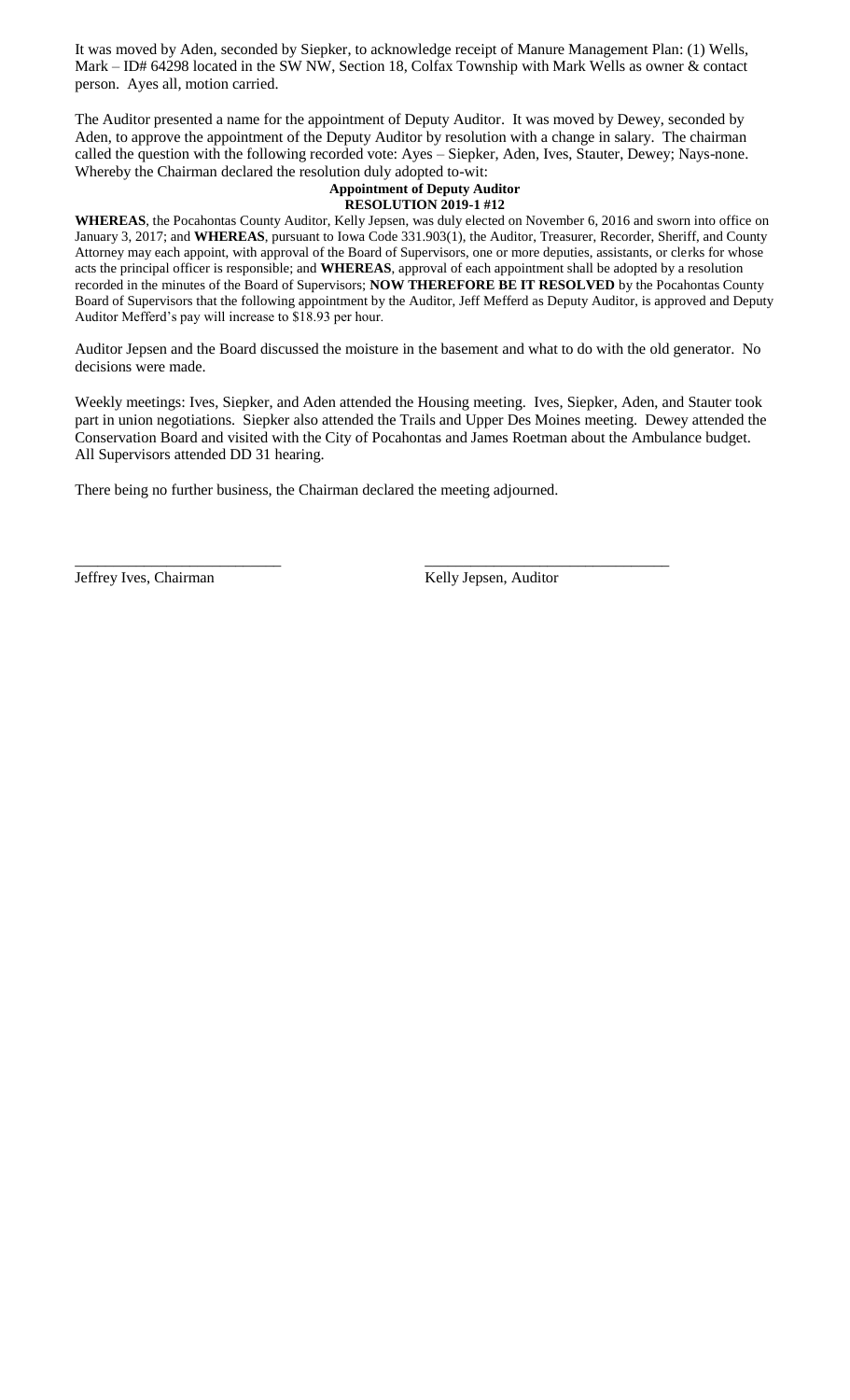It was moved by Aden, seconded by Siepker, to acknowledge receipt of Manure Management Plan: (1) Wells, Mark – ID# 64298 located in the SW NW, Section 18, Colfax Township with Mark Wells as owner & contact person. Ayes all, motion carried.

The Auditor presented a name for the appointment of Deputy Auditor. It was moved by Dewey, seconded by Aden, to approve the appointment of the Deputy Auditor by resolution with a change in salary. The chairman called the question with the following recorded vote: Ayes – Siepker, Aden, Ives, Stauter, Dewey; Nays-none. Whereby the Chairman declared the resolution duly adopted to-wit:

**Appointment of Deputy Auditor**
**RESOLUTION 2019-1 #12**

**WHEREAS**, the Pocahontas County Auditor, Kelly Jepsen, was duly elected on November 6, 2016 and sworn into office on January 3, 2017; and **WHEREAS**, pursuant to Iowa Code 331.903(1), the Auditor, Treasurer, Recorder, Sheriff, and County Attorney may each appoint, with approval of the Board of Supervisors, one or more deputies, assistants, or clerks for whose acts the principal officer is responsible; and **WHEREAS**, approval of each appointment shall be adopted by a resolution recorded in the minutes of the Board of Supervisors; **NOW THEREFORE BE IT RESOLVED** by the Pocahontas County Board of Supervisors that the following appointment by the Auditor, Jeff Mefferd as Deputy Auditor, is approved and Deputy Auditor Mefferd's pay will increase to $18.93 per hour.

Auditor Jepsen and the Board discussed the moisture in the basement and what to do with the old generator. No decisions were made.

Weekly meetings: Ives, Siepker, and Aden attended the Housing meeting. Ives, Siepker, Aden, and Stauter took part in union negotiations. Siepker also attended the Trails and Upper Des Moines meeting. Dewey attended the Conservation Board and visited with the City of Pocahontas and James Roetman about the Ambulance budget. All Supervisors attended DD 31 hearing.

There being no further business, the Chairman declared the meeting adjourned.

\_\_\_\_\_\_\_\_\_\_\_\_\_\_\_\_\_\_\_\_\_\_\_\_\_\_ \_\_\_\_\_\_\_\_\_\_\_\_\_\_\_\_\_\_\_\_\_\_\_\_\_\_\_\_\_\_\_

Jeffrey Ives, Chairman Kelly Jepsen, Auditor